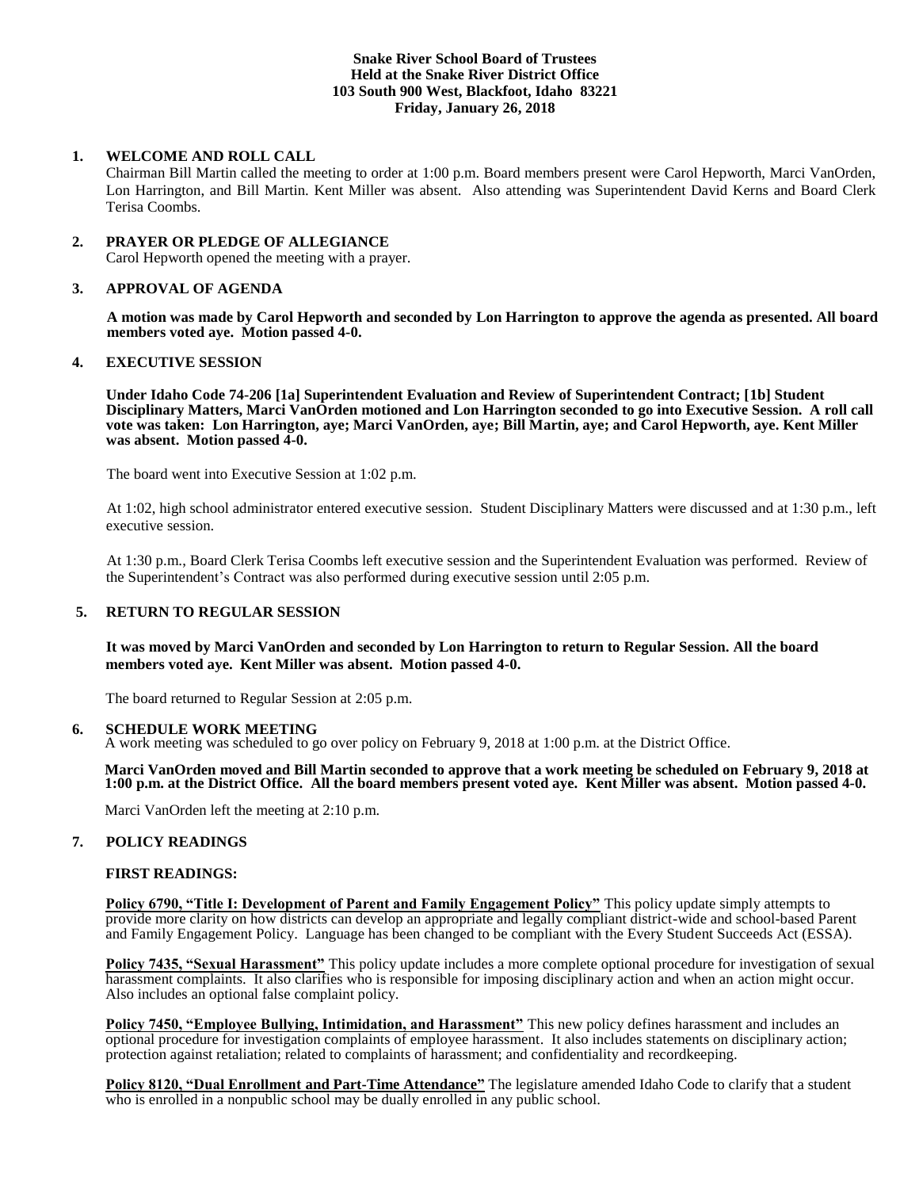**Snake River School Board of Trustees**
**Held at the Snake River District Office**
**103 South 900 West, Blackfoot, Idaho 83221**
**Friday, January 26, 2018**

## 1. WELCOME AND ROLL CALL

Chairman Bill Martin called the meeting to order at 1:00 p.m. Board members present were Carol Hepworth, Marci VanOrden, Lon Harrington, and Bill Martin. Kent Miller was absent. Also attending was Superintendent David Kerns and Board Clerk Terisa Coombs.

## 2. PRAYER OR PLEDGE OF ALLEGIANCE

Carol Hepworth opened the meeting with a prayer.

## 3. APPROVAL OF AGENDA

**A motion was made by Carol Hepworth and seconded by Lon Harrington to approve the agenda as presented. All board members voted aye. Motion passed 4-0.**

## 4. EXECUTIVE SESSION

**Under Idaho Code 74-206 [1a] Superintendent Evaluation and Review of Superintendent Contract; [1b] Student Disciplinary Matters, Marci VanOrden motioned and Lon Harrington seconded to go into Executive Session. A roll call vote was taken: Lon Harrington, aye; Marci VanOrden, aye; Bill Martin, aye; and Carol Hepworth, aye. Kent Miller was absent. Motion passed 4-0.**

The board went into Executive Session at 1:02 p.m.

At 1:02, high school administrator entered executive session. Student Disciplinary Matters were discussed and at 1:30 p.m., left executive session.

At 1:30 p.m., Board Clerk Terisa Coombs left executive session and the Superintendent Evaluation was performed. Review of the Superintendent's Contract was also performed during executive session until 2:05 p.m.

## 5. RETURN TO REGULAR SESSION

**It was moved by Marci VanOrden and seconded by Lon Harrington to return to Regular Session. All the board members voted aye. Kent Miller was absent. Motion passed 4-0.**

The board returned to Regular Session at 2:05 p.m.

## 6. SCHEDULE WORK MEETING

A work meeting was scheduled to go over policy on February 9, 2018 at 1:00 p.m. at the District Office.

**Marci VanOrden moved and Bill Martin seconded to approve that a work meeting be scheduled on February 9, 2018 at 1:00 p.m. at the District Office. All the board members present voted aye. Kent Miller was absent. Motion passed 4-0.**

Marci VanOrden left the meeting at 2:10 p.m.

## 7. POLICY READINGS

**FIRST READINGS:**

**Policy 6790, "Title I: Development of Parent and Family Engagement Policy"** This policy update simply attempts to provide more clarity on how districts can develop an appropriate and legally compliant district-wide and school-based Parent and Family Engagement Policy. Language has been changed to be compliant with the Every Student Succeeds Act (ESSA).

**Policy 7435, "Sexual Harassment"** This policy update includes a more complete optional procedure for investigation of sexual harassment complaints. It also clarifies who is responsible for imposing disciplinary action and when an action might occur. Also includes an optional false complaint policy.

**Policy 7450, "Employee Bullying, Intimidation, and Harassment"** This new policy defines harassment and includes an optional procedure for investigation complaints of employee harassment. It also includes statements on disciplinary action; protection against retaliation; related to complaints of harassment; and confidentiality and recordkeeping.

**Policy 8120, "Dual Enrollment and Part-Time Attendance"** The legislature amended Idaho Code to clarify that a student who is enrolled in a nonpublic school may be dually enrolled in any public school.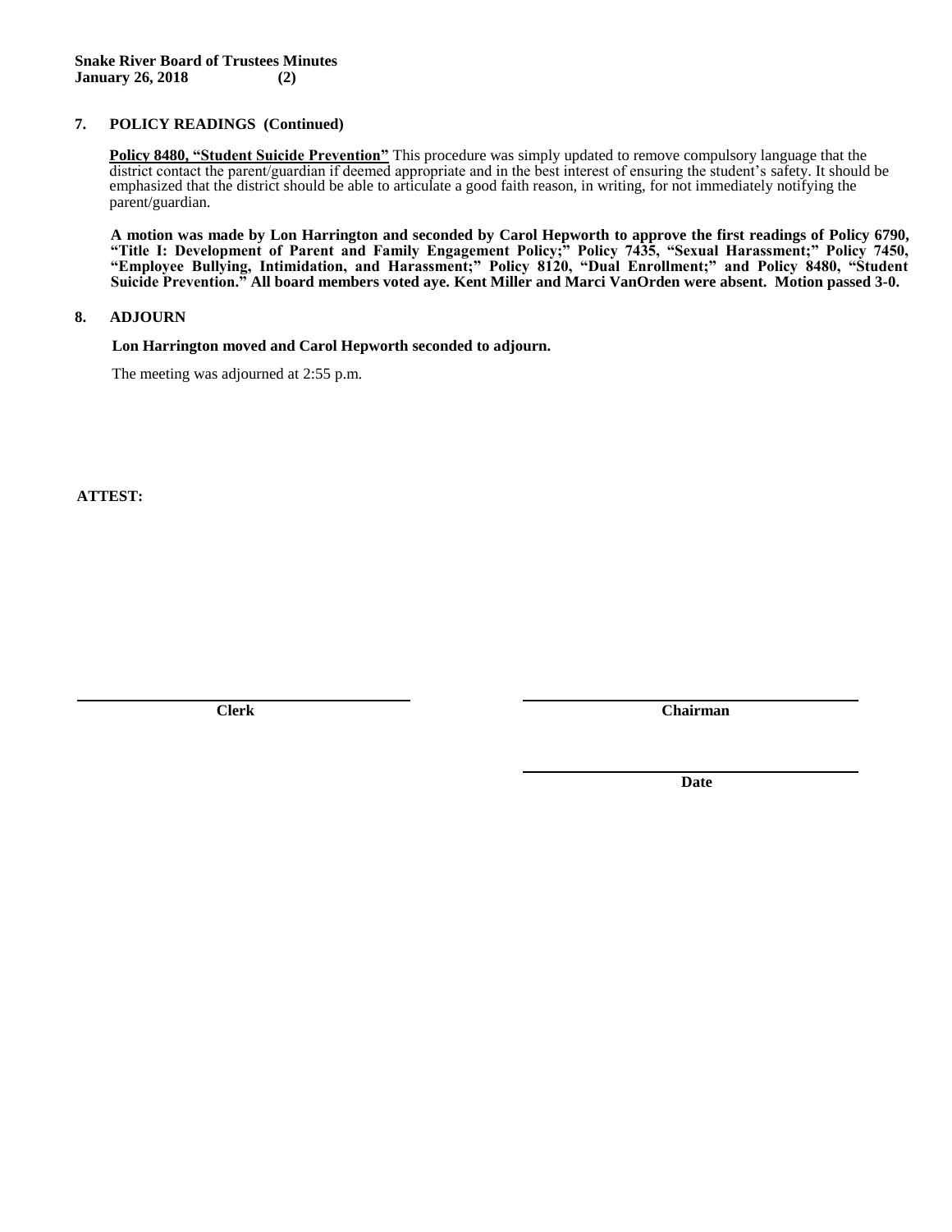## 7. POLICY READINGS (Continued)

**Policy 8480, "Student Suicide Prevention"** This procedure was simply updated to remove compulsory language that the district contact the parent/guardian if deemed appropriate and in the best interest of ensuring the student's safety. It should be emphasized that the district should be able to articulate a good faith reason, in writing, for not immediately notifying the parent/guardian.

**A motion was made by Lon Harrington and seconded by Carol Hepworth to approve the first readings of Policy 6790, "Title I: Development of Parent and Family Engagement Policy;" Policy 7435, "Sexual Harassment;" Policy 7450, "Employee Bullying, Intimidation, and Harassment;" Policy 8120, "Dual Enrollment;" and Policy 8480, "Student Suicide Prevention." All board members voted aye. Kent Miller and Marci VanOrden were absent. Motion passed 3-0.**

## 8. ADJOURN

**Lon Harrington moved and Carol Hepworth seconded to adjourn.**

The meeting was adjourned at 2:55 p.m.

**ATTEST:**

**Clerk**

**Chairman**

**Date**